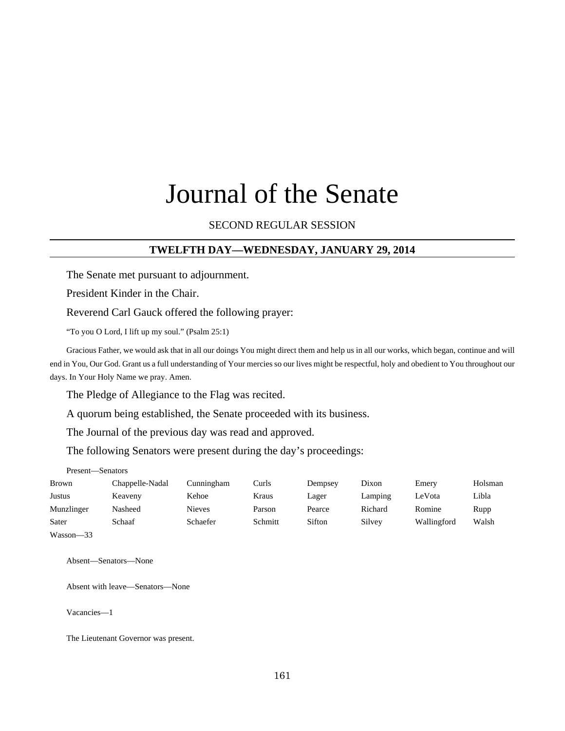# Journal of the Senate

SECOND REGULAR SESSION

## TWELFTH DAY—WEDNESDAY, JANUARY 29, 2014

The Senate met pursuant to adjournment.

President Kinder in the Chair.

Reverend Carl Gauck offered the following prayer:

"To you O Lord, I lift up my soul." (Psalm 25:1)

Gracious Father, we would ask that in all our doings You might direct them and help us in all our works, which began, continue and will end in You, Our God. Grant us a full understanding of Your mercies so our lives might be respectful, holy and obedient to You throughout our days. In Your Holy Name we pray. Amen.

The Pledge of Allegiance to the Flag was recited.

A quorum being established, the Senate proceeded with its business.

The Journal of the previous day was read and approved.

The following Senators were present during the day's proceedings:

Present—Senators

| | | | | | | | |
|---|---|---|---|---|---|---|---|
| Brown | Chappelle-Nadal | Cunningham | Curls | Dempsey | Dixon | Emery | Holsman |
| Justus | Keaveny | Kehoe | Kraus | Lager | Lamping | LeVota | Libla |
| Munzlinger | Nasheed | Nieves | Parson | Pearce | Richard | Romine | Rupp |
| Sater | Schaaf | Schaefer | Schmitt | Sifton | Silvey | Wallingford | Walsh |
| Wasson—33 | | | | | | | |

Absent—Senators—None

Absent with leave—Senators—None

Vacancies—1

The Lieutenant Governor was present.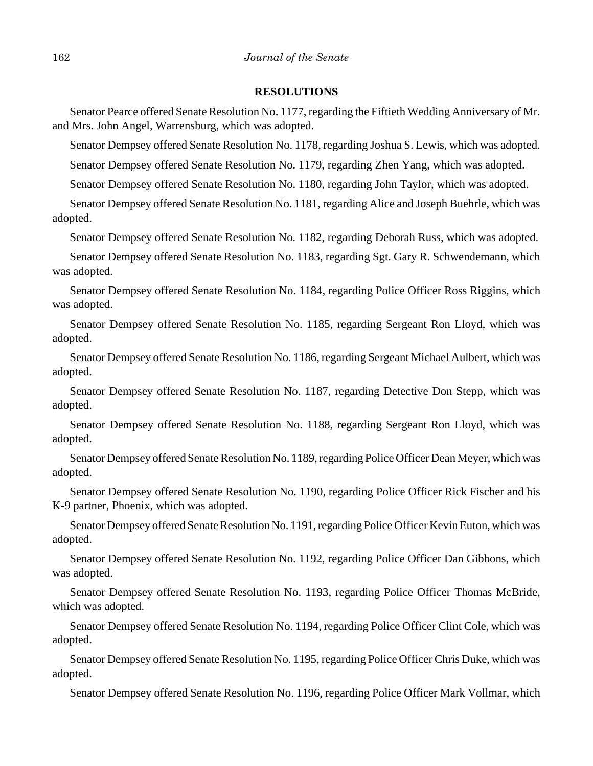## RESOLUTIONS

Senator Pearce offered Senate Resolution No. 1177, regarding the Fiftieth Wedding Anniversary of Mr. and Mrs. John Angel, Warrensburg, which was adopted.

Senator Dempsey offered Senate Resolution No. 1178, regarding Joshua S. Lewis, which was adopted.

Senator Dempsey offered Senate Resolution No. 1179, regarding Zhen Yang, which was adopted.

Senator Dempsey offered Senate Resolution No. 1180, regarding John Taylor, which was adopted.

Senator Dempsey offered Senate Resolution No. 1181, regarding Alice and Joseph Buehrle, which was adopted.

Senator Dempsey offered Senate Resolution No. 1182, regarding Deborah Russ, which was adopted.

Senator Dempsey offered Senate Resolution No. 1183, regarding Sgt. Gary R. Schwendemann, which was adopted.

Senator Dempsey offered Senate Resolution No. 1184, regarding Police Officer Ross Riggins, which was adopted.

Senator Dempsey offered Senate Resolution No. 1185, regarding Sergeant Ron Lloyd, which was adopted.

Senator Dempsey offered Senate Resolution No. 1186, regarding Sergeant Michael Aulbert, which was adopted.

Senator Dempsey offered Senate Resolution No. 1187, regarding Detective Don Stepp, which was adopted.

Senator Dempsey offered Senate Resolution No. 1188, regarding Sergeant Ron Lloyd, which was adopted.

Senator Dempsey offered Senate Resolution No. 1189, regarding Police Officer Dean Meyer, which was adopted.

Senator Dempsey offered Senate Resolution No. 1190, regarding Police Officer Rick Fischer and his K-9 partner, Phoenix, which was adopted.

Senator Dempsey offered Senate Resolution No. 1191, regarding Police Officer Kevin Euton, which was adopted.

Senator Dempsey offered Senate Resolution No. 1192, regarding Police Officer Dan Gibbons, which was adopted.

Senator Dempsey offered Senate Resolution No. 1193, regarding Police Officer Thomas McBride, which was adopted.

Senator Dempsey offered Senate Resolution No. 1194, regarding Police Officer Clint Cole, which was adopted.

Senator Dempsey offered Senate Resolution No. 1195, regarding Police Officer Chris Duke, which was adopted.

Senator Dempsey offered Senate Resolution No. 1196, regarding Police Officer Mark Vollmar, which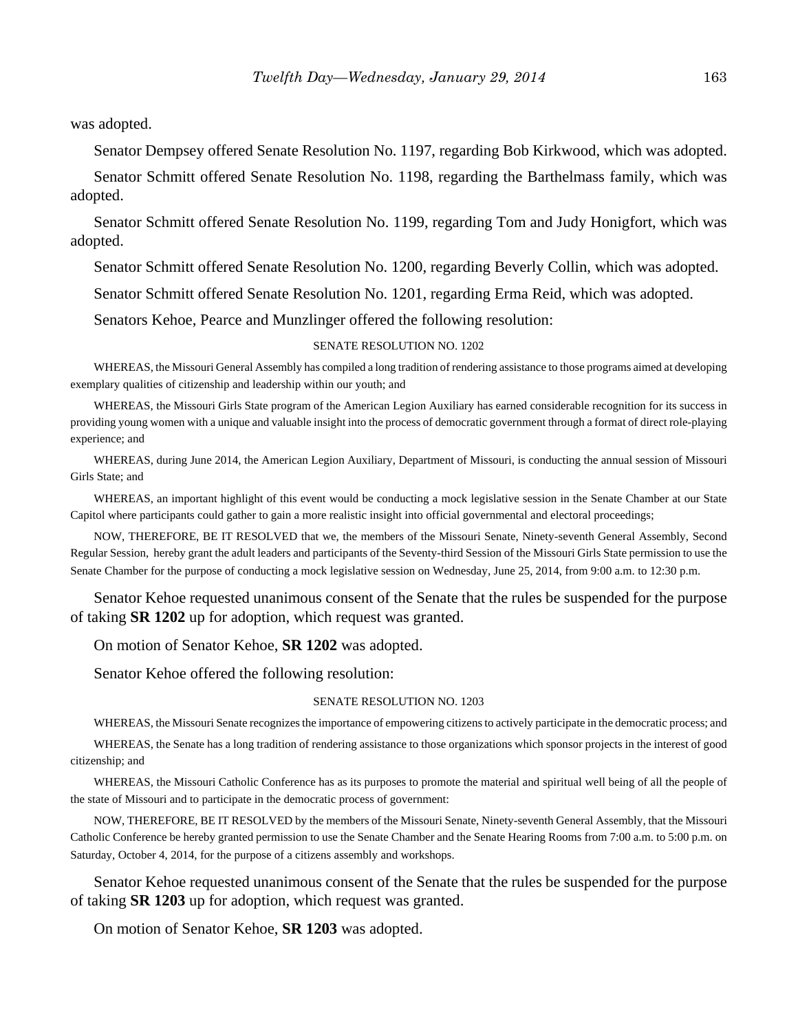was adopted.

Senator Dempsey offered Senate Resolution No. 1197, regarding Bob Kirkwood, which was adopted.

Senator Schmitt offered Senate Resolution No. 1198, regarding the Barthelmass family, which was adopted.

Senator Schmitt offered Senate Resolution No. 1199, regarding Tom and Judy Honigfort, which was adopted.

Senator Schmitt offered Senate Resolution No. 1200, regarding Beverly Collin, which was adopted.

Senator Schmitt offered Senate Resolution No. 1201, regarding Erma Reid, which was adopted.

Senators Kehoe, Pearce and Munzlinger offered the following resolution:

SENATE RESOLUTION NO. 1202

WHEREAS, the Missouri General Assembly has compiled a long tradition of rendering assistance to those programs aimed at developing exemplary qualities of citizenship and leadership within our youth; and

WHEREAS, the Missouri Girls State program of the American Legion Auxiliary has earned considerable recognition for its success in providing young women with a unique and valuable insight into the process of democratic government through a format of direct role-playing experience; and

WHEREAS, during June 2014, the American Legion Auxiliary, Department of Missouri, is conducting the annual session of Missouri Girls State; and

WHEREAS, an important highlight of this event would be conducting a mock legislative session in the Senate Chamber at our State Capitol where participants could gather to gain a more realistic insight into official governmental and electoral proceedings;

NOW, THEREFORE, BE IT RESOLVED that we, the members of the Missouri Senate, Ninety-seventh General Assembly, Second Regular Session, hereby grant the adult leaders and participants of the Seventy-third Session of the Missouri Girls State permission to use the Senate Chamber for the purpose of conducting a mock legislative session on Wednesday, June 25, 2014, from 9:00 a.m. to 12:30 p.m.

Senator Kehoe requested unanimous consent of the Senate that the rules be suspended for the purpose of taking **SR 1202** up for adoption, which request was granted.

On motion of Senator Kehoe, **SR 1202** was adopted.

Senator Kehoe offered the following resolution:

SENATE RESOLUTION NO. 1203

WHEREAS, the Missouri Senate recognizes the importance of empowering citizens to actively participate in the democratic process; and

WHEREAS, the Senate has a long tradition of rendering assistance to those organizations which sponsor projects in the interest of good citizenship; and

WHEREAS, the Missouri Catholic Conference has as its purposes to promote the material and spiritual well being of all the people of the state of Missouri and to participate in the democratic process of government:

NOW, THEREFORE, BE IT RESOLVED by the members of the Missouri Senate, Ninety-seventh General Assembly, that the Missouri Catholic Conference be hereby granted permission to use the Senate Chamber and the Senate Hearing Rooms from 7:00 a.m. to 5:00 p.m. on Saturday, October 4, 2014, for the purpose of a citizens assembly and workshops.

Senator Kehoe requested unanimous consent of the Senate that the rules be suspended for the purpose of taking **SR 1203** up for adoption, which request was granted.

On motion of Senator Kehoe, **SR 1203** was adopted.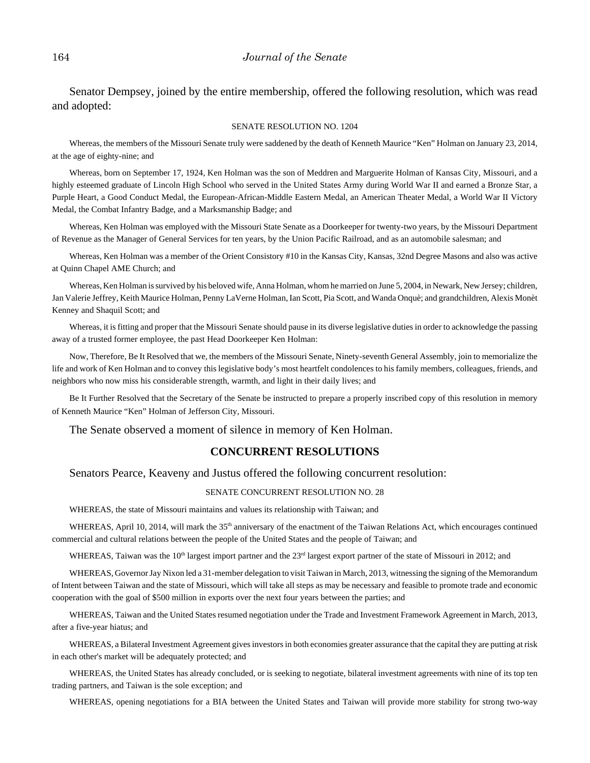Senator Dempsey, joined by the entire membership, offered the following resolution, which was read and adopted:

SENATE RESOLUTION NO. 1204

Whereas, the members of the Missouri Senate truly were saddened by the death of Kenneth Maurice "Ken" Holman on January 23, 2014, at the age of eighty-nine; and

Whereas, born on September 17, 1924, Ken Holman was the son of Meddren and Marguerite Holman of Kansas City, Missouri, and a highly esteemed graduate of Lincoln High School who served in the United States Army during World War II and earned a Bronze Star, a Purple Heart, a Good Conduct Medal, the European-African-Middle Eastern Medal, an American Theater Medal, a World War II Victory Medal, the Combat Infantry Badge, and a Marksmanship Badge; and

Whereas, Ken Holman was employed with the Missouri State Senate as a Doorkeeper for twenty-two years, by the Missouri Department of Revenue as the Manager of General Services for ten years, by the Union Pacific Railroad, and as an automobile salesman; and

Whereas, Ken Holman was a member of the Orient Consistory #10 in the Kansas City, Kansas, 32nd Degree Masons and also was active at Quinn Chapel AME Church; and

Whereas, Ken Holman is survived by his beloved wife, Anna Holman, whom he married on June 5, 2004, in Newark, New Jersey; children, Jan Valerie Jeffrey, Keith Maurice Holman, Penny LaVerne Holman, Ian Scott, Pia Scott, and Wanda Onquè; and grandchildren, Alexis Monèt Kenney and Shaquil Scott; and

Whereas, it is fitting and proper that the Missouri Senate should pause in its diverse legislative duties in order to acknowledge the passing away of a trusted former employee, the past Head Doorkeeper Ken Holman:

Now, Therefore, Be It Resolved that we, the members of the Missouri Senate, Ninety-seventh General Assembly, join to memorialize the life and work of Ken Holman and to convey this legislative body's most heartfelt condolences to his family members, colleagues, friends, and neighbors who now miss his considerable strength, warmth, and light in their daily lives; and

Be It Further Resolved that the Secretary of the Senate be instructed to prepare a properly inscribed copy of this resolution in memory of Kenneth Maurice "Ken" Holman of Jefferson City, Missouri.

The Senate observed a moment of silence in memory of Ken Holman.

## CONCURRENT RESOLUTIONS

Senators Pearce, Keaveny and Justus offered the following concurrent resolution:

SENATE CONCURRENT RESOLUTION NO. 28

WHEREAS, the state of Missouri maintains and values its relationship with Taiwan; and

WHEREAS, April 10, 2014, will mark the 35th anniversary of the enactment of the Taiwan Relations Act, which encourages continued commercial and cultural relations between the people of the United States and the people of Taiwan; and

WHEREAS, Taiwan was the 10th largest import partner and the 23rd largest export partner of the state of Missouri in 2012; and

WHEREAS, Governor Jay Nixon led a 31-member delegation to visit Taiwan in March, 2013, witnessing the signing of the Memorandum of Intent between Taiwan and the state of Missouri, which will take all steps as may be necessary and feasible to promote trade and economic cooperation with the goal of $500 million in exports over the next four years between the parties; and

WHEREAS, Taiwan and the United States resumed negotiation under the Trade and Investment Framework Agreement in March, 2013, after a five-year hiatus; and

WHEREAS, a Bilateral Investment Agreement gives investors in both economies greater assurance that the capital they are putting at risk in each other's market will be adequately protected; and

WHEREAS, the United States has already concluded, or is seeking to negotiate, bilateral investment agreements with nine of its top ten trading partners, and Taiwan is the sole exception; and

WHEREAS, opening negotiations for a BIA between the United States and Taiwan will provide more stability for strong two-way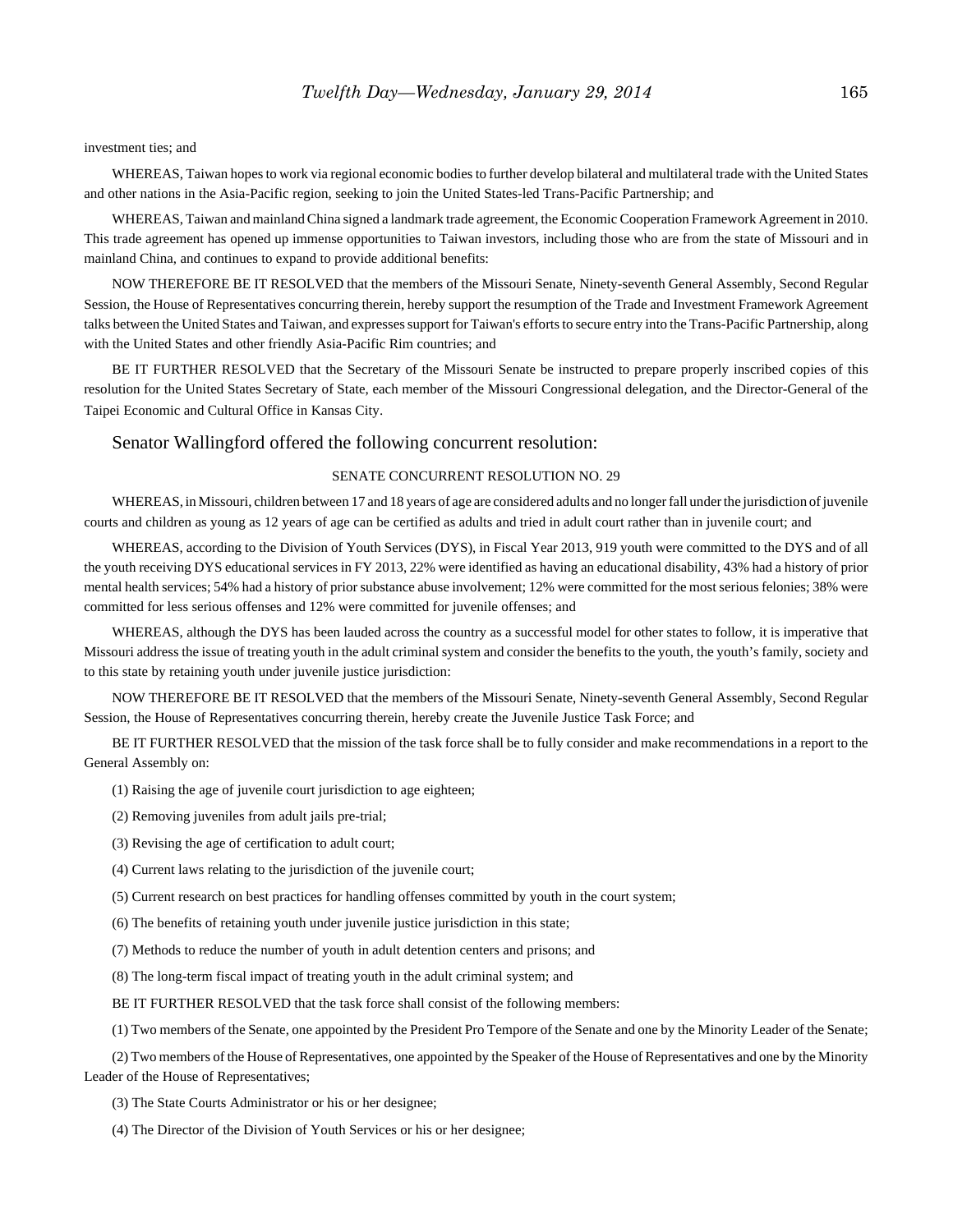investment ties; and

WHEREAS, Taiwan hopes to work via regional economic bodies to further develop bilateral and multilateral trade with the United States and other nations in the Asia-Pacific region, seeking to join the United States-led Trans-Pacific Partnership; and

WHEREAS, Taiwan and mainland China signed a landmark trade agreement, the Economic Cooperation Framework Agreement in 2010. This trade agreement has opened up immense opportunities to Taiwan investors, including those who are from the state of Missouri and in mainland China, and continues to expand to provide additional benefits:

NOW THEREFORE BE IT RESOLVED that the members of the Missouri Senate, Ninety-seventh General Assembly, Second Regular Session, the House of Representatives concurring therein, hereby support the resumption of the Trade and Investment Framework Agreement talks between the United States and Taiwan, and expresses support for Taiwan's efforts to secure entry into the Trans-Pacific Partnership, along with the United States and other friendly Asia-Pacific Rim countries; and

BE IT FURTHER RESOLVED that the Secretary of the Missouri Senate be instructed to prepare properly inscribed copies of this resolution for the United States Secretary of State, each member of the Missouri Congressional delegation, and the Director-General of the Taipei Economic and Cultural Office in Kansas City.

## Senator Wallingford offered the following concurrent resolution:

SENATE CONCURRENT RESOLUTION NO. 29

WHEREAS, in Missouri, children between 17 and 18 years of age are considered adults and no longer fall under the jurisdiction of juvenile courts and children as young as 12 years of age can be certified as adults and tried in adult court rather than in juvenile court; and

WHEREAS, according to the Division of Youth Services (DYS), in Fiscal Year 2013, 919 youth were committed to the DYS and of all the youth receiving DYS educational services in FY 2013, 22% were identified as having an educational disability, 43% had a history of prior mental health services; 54% had a history of prior substance abuse involvement; 12% were committed for the most serious felonies; 38% were committed for less serious offenses and 12% were committed for juvenile offenses; and

WHEREAS, although the DYS has been lauded across the country as a successful model for other states to follow, it is imperative that Missouri address the issue of treating youth in the adult criminal system and consider the benefits to the youth, the youth's family, society and to this state by retaining youth under juvenile justice jurisdiction:

NOW THEREFORE BE IT RESOLVED that the members of the Missouri Senate, Ninety-seventh General Assembly, Second Regular Session, the House of Representatives concurring therein, hereby create the Juvenile Justice Task Force; and

BE IT FURTHER RESOLVED that the mission of the task force shall be to fully consider and make recommendations in a report to the General Assembly on:

(1) Raising the age of juvenile court jurisdiction to age eighteen;

(2) Removing juveniles from adult jails pre-trial;

(3) Revising the age of certification to adult court;

(4) Current laws relating to the jurisdiction of the juvenile court;

(5) Current research on best practices for handling offenses committed by youth in the court system;

(6) The benefits of retaining youth under juvenile justice jurisdiction in this state;

(7) Methods to reduce the number of youth in adult detention centers and prisons; and

(8) The long-term fiscal impact of treating youth in the adult criminal system; and

BE IT FURTHER RESOLVED that the task force shall consist of the following members:

(1) Two members of the Senate, one appointed by the President Pro Tempore of the Senate and one by the Minority Leader of the Senate;

(2) Two members of the House of Representatives, one appointed by the Speaker of the House of Representatives and one by the Minority Leader of the House of Representatives;

(3) The State Courts Administrator or his or her designee;

(4) The Director of the Division of Youth Services or his or her designee;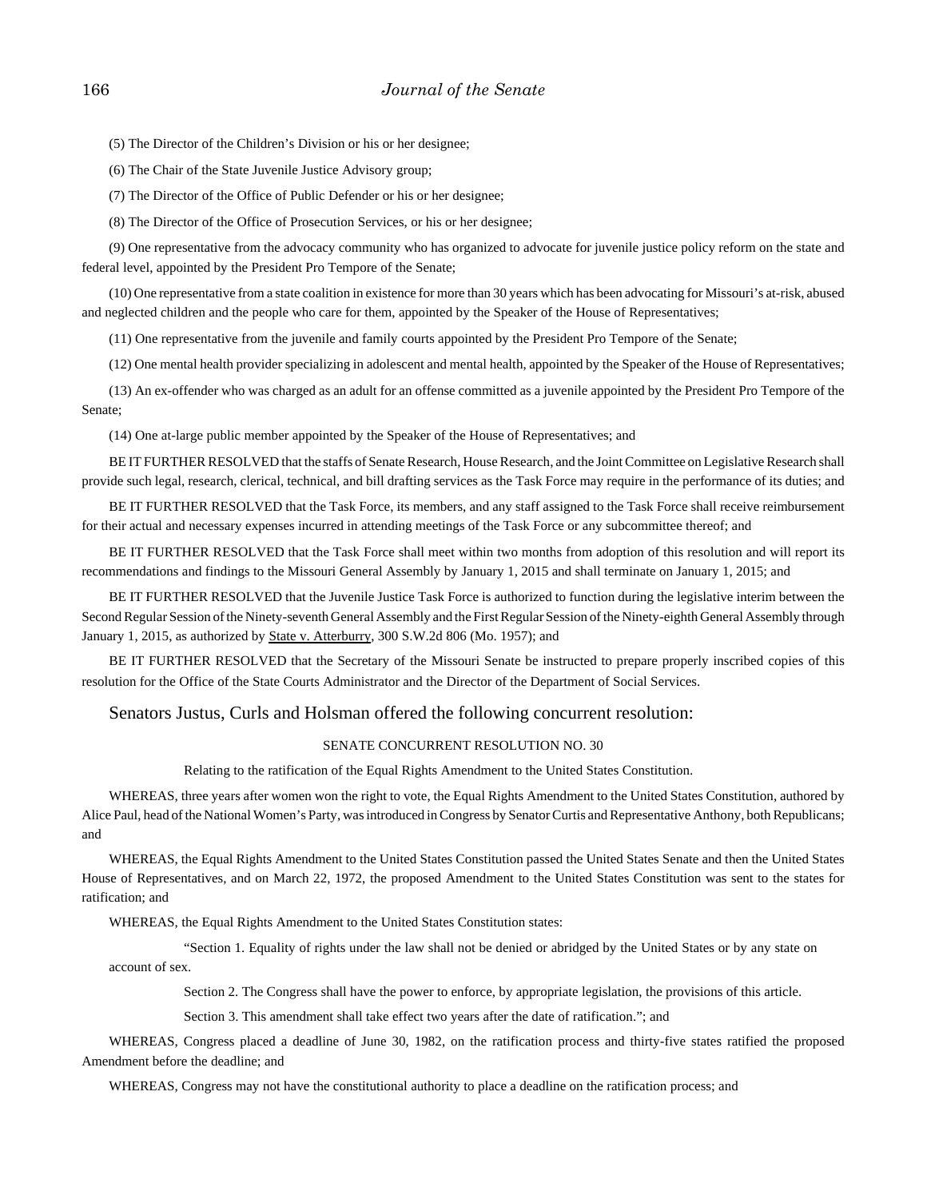(5) The Director of the Children's Division or his or her designee;

(6) The Chair of the State Juvenile Justice Advisory group;

(7) The Director of the Office of Public Defender or his or her designee;

(8) The Director of the Office of Prosecution Services, or his or her designee;

(9) One representative from the advocacy community who has organized to advocate for juvenile justice policy reform on the state and federal level, appointed by the President Pro Tempore of the Senate;

(10) One representative from a state coalition in existence for more than 30 years which has been advocating for Missouri's at-risk, abused and neglected children and the people who care for them, appointed by the Speaker of the House of Representatives;

(11) One representative from the juvenile and family courts appointed by the President Pro Tempore of the Senate;

(12) One mental health provider specializing in adolescent and mental health, appointed by the Speaker of the House of Representatives;

(13) An ex-offender who was charged as an adult for an offense committed as a juvenile appointed by the President Pro Tempore of the Senate;

(14) One at-large public member appointed by the Speaker of the House of Representatives; and

BE IT FURTHER RESOLVED that the staffs of Senate Research, House Research, and the Joint Committee on Legislative Research shall provide such legal, research, clerical, technical, and bill drafting services as the Task Force may require in the performance of its duties; and

BE IT FURTHER RESOLVED that the Task Force, its members, and any staff assigned to the Task Force shall receive reimbursement for their actual and necessary expenses incurred in attending meetings of the Task Force or any subcommittee thereof; and

BE IT FURTHER RESOLVED that the Task Force shall meet within two months from adoption of this resolution and will report its recommendations and findings to the Missouri General Assembly by January 1, 2015 and shall terminate on January 1, 2015; and

BE IT FURTHER RESOLVED that the Juvenile Justice Task Force is authorized to function during the legislative interim between the Second Regular Session of the Ninety-seventh General Assembly and the First Regular Session of the Ninety-eighth General Assembly through January 1, 2015, as authorized by State v. Atterburry, 300 S.W.2d 806 (Mo. 1957); and

BE IT FURTHER RESOLVED that the Secretary of the Missouri Senate be instructed to prepare properly inscribed copies of this resolution for the Office of the State Courts Administrator and the Director of the Department of Social Services.

## Senators Justus, Curls and Holsman offered the following concurrent resolution:

SENATE CONCURRENT RESOLUTION NO. 30

Relating to the ratification of the Equal Rights Amendment to the United States Constitution.

WHEREAS, three years after women won the right to vote, the Equal Rights Amendment to the United States Constitution, authored by Alice Paul, head of the National Women's Party, was introduced in Congress by Senator Curtis and Representative Anthony, both Republicans; and

WHEREAS, the Equal Rights Amendment to the United States Constitution passed the United States Senate and then the United States House of Representatives, and on March 22, 1972, the proposed Amendment to the United States Constitution was sent to the states for ratification; and

WHEREAS, the Equal Rights Amendment to the United States Constitution states:

> "Section 1. Equality of rights under the law shall not be denied or abridged by the United States or by any state on account of sex.
>
> Section 2. The Congress shall have the power to enforce, by appropriate legislation, the provisions of this article.
>
> Section 3. This amendment shall take effect two years after the date of ratification."; and

WHEREAS, Congress placed a deadline of June 30, 1982, on the ratification process and thirty-five states ratified the proposed Amendment before the deadline; and

WHEREAS, Congress may not have the constitutional authority to place a deadline on the ratification process; and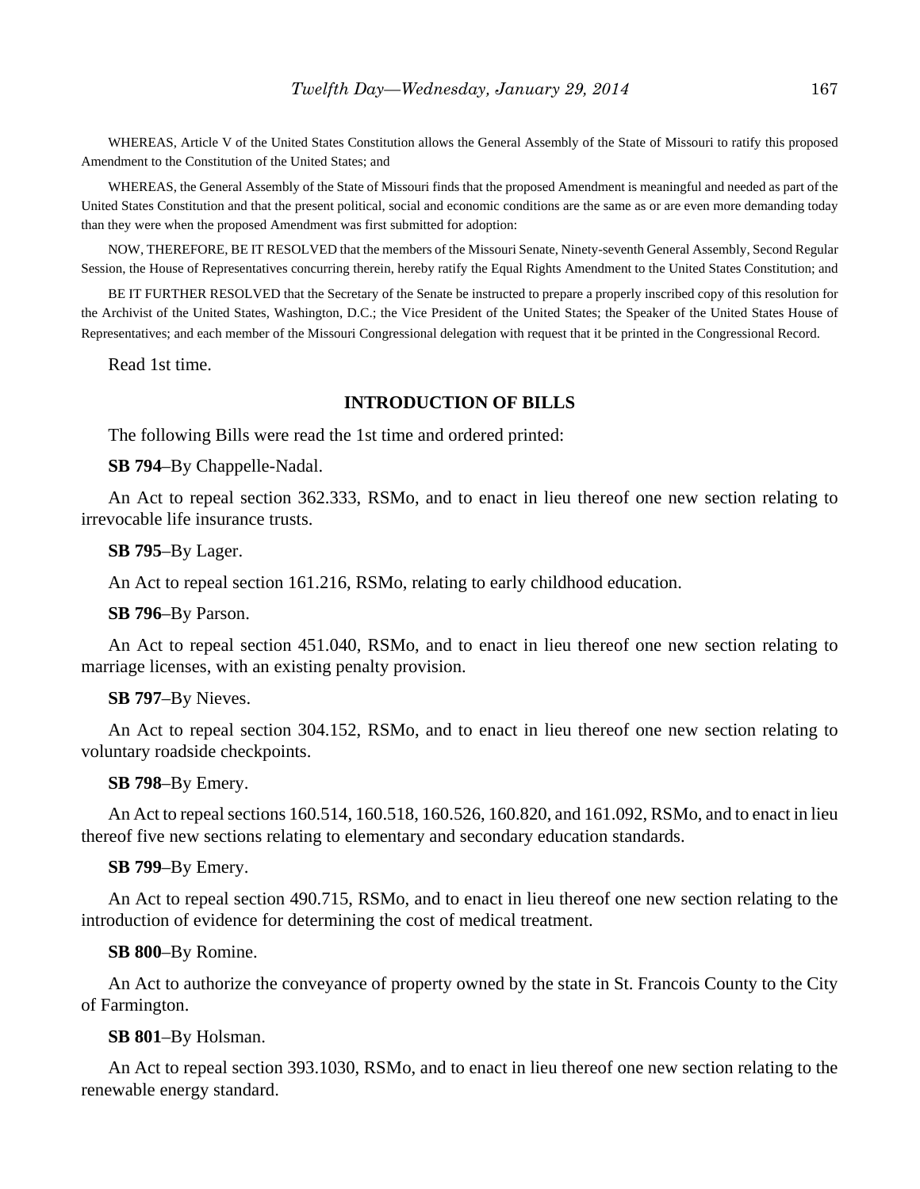WHEREAS, Article V of the United States Constitution allows the General Assembly of the State of Missouri to ratify this proposed Amendment to the Constitution of the United States; and

WHEREAS, the General Assembly of the State of Missouri finds that the proposed Amendment is meaningful and needed as part of the United States Constitution and that the present political, social and economic conditions are the same as or are even more demanding today than they were when the proposed Amendment was first submitted for adoption:

NOW, THEREFORE, BE IT RESOLVED that the members of the Missouri Senate, Ninety-seventh General Assembly, Second Regular Session, the House of Representatives concurring therein, hereby ratify the Equal Rights Amendment to the United States Constitution; and

BE IT FURTHER RESOLVED that the Secretary of the Senate be instructed to prepare a properly inscribed copy of this resolution for the Archivist of the United States, Washington, D.C.; the Vice President of the United States; the Speaker of the United States House of Representatives; and each member of the Missouri Congressional delegation with request that it be printed in the Congressional Record.

Read 1st time.

## INTRODUCTION OF BILLS

The following Bills were read the 1st time and ordered printed:

**SB 794**–By Chappelle-Nadal.

An Act to repeal section 362.333, RSMo, and to enact in lieu thereof one new section relating to irrevocable life insurance trusts.

**SB 795**–By Lager.

An Act to repeal section 161.216, RSMo, relating to early childhood education.

**SB 796**–By Parson.

An Act to repeal section 451.040, RSMo, and to enact in lieu thereof one new section relating to marriage licenses, with an existing penalty provision.

**SB 797**–By Nieves.

An Act to repeal section 304.152, RSMo, and to enact in lieu thereof one new section relating to voluntary roadside checkpoints.

**SB 798**–By Emery.

An Act to repeal sections 160.514, 160.518, 160.526, 160.820, and 161.092, RSMo, and to enact in lieu thereof five new sections relating to elementary and secondary education standards.

**SB 799**–By Emery.

An Act to repeal section 490.715, RSMo, and to enact in lieu thereof one new section relating to the introduction of evidence for determining the cost of medical treatment.

**SB 800**–By Romine.

An Act to authorize the conveyance of property owned by the state in St. Francois County to the City of Farmington.

**SB 801**–By Holsman.

An Act to repeal section 393.1030, RSMo, and to enact in lieu thereof one new section relating to the renewable energy standard.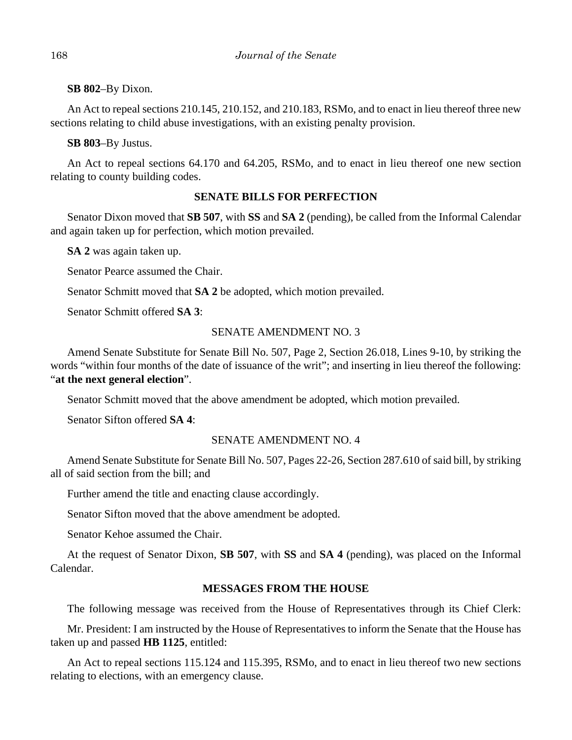**SB 802**–By Dixon.

An Act to repeal sections 210.145, 210.152, and 210.183, RSMo, and to enact in lieu thereof three new sections relating to child abuse investigations, with an existing penalty provision.

**SB 803**–By Justus.

An Act to repeal sections 64.170 and 64.205, RSMo, and to enact in lieu thereof one new section relating to county building codes.

## SENATE BILLS FOR PERFECTION

Senator Dixon moved that **SB 507**, with **SS** and **SA 2** (pending), be called from the Informal Calendar and again taken up for perfection, which motion prevailed.

**SA 2** was again taken up.

Senator Pearce assumed the Chair.

Senator Schmitt moved that **SA 2** be adopted, which motion prevailed.

Senator Schmitt offered **SA 3**:

SENATE AMENDMENT NO. 3

Amend Senate Substitute for Senate Bill No. 507, Page 2, Section 26.018, Lines 9-10, by striking the words "within four months of the date of issuance of the writ"; and inserting in lieu thereof the following: "**at the next general election**".

Senator Schmitt moved that the above amendment be adopted, which motion prevailed.

Senator Sifton offered **SA 4**:

SENATE AMENDMENT NO. 4

Amend Senate Substitute for Senate Bill No. 507, Pages 22-26, Section 287.610 of said bill, by striking all of said section from the bill; and

Further amend the title and enacting clause accordingly.

Senator Sifton moved that the above amendment be adopted.

Senator Kehoe assumed the Chair.

At the request of Senator Dixon, **SB 507**, with **SS** and **SA 4** (pending), was placed on the Informal Calendar.

## MESSAGES FROM THE HOUSE

The following message was received from the House of Representatives through its Chief Clerk:

Mr. President: I am instructed by the House of Representatives to inform the Senate that the House has taken up and passed **HB 1125**, entitled:

An Act to repeal sections 115.124 and 115.395, RSMo, and to enact in lieu thereof two new sections relating to elections, with an emergency clause.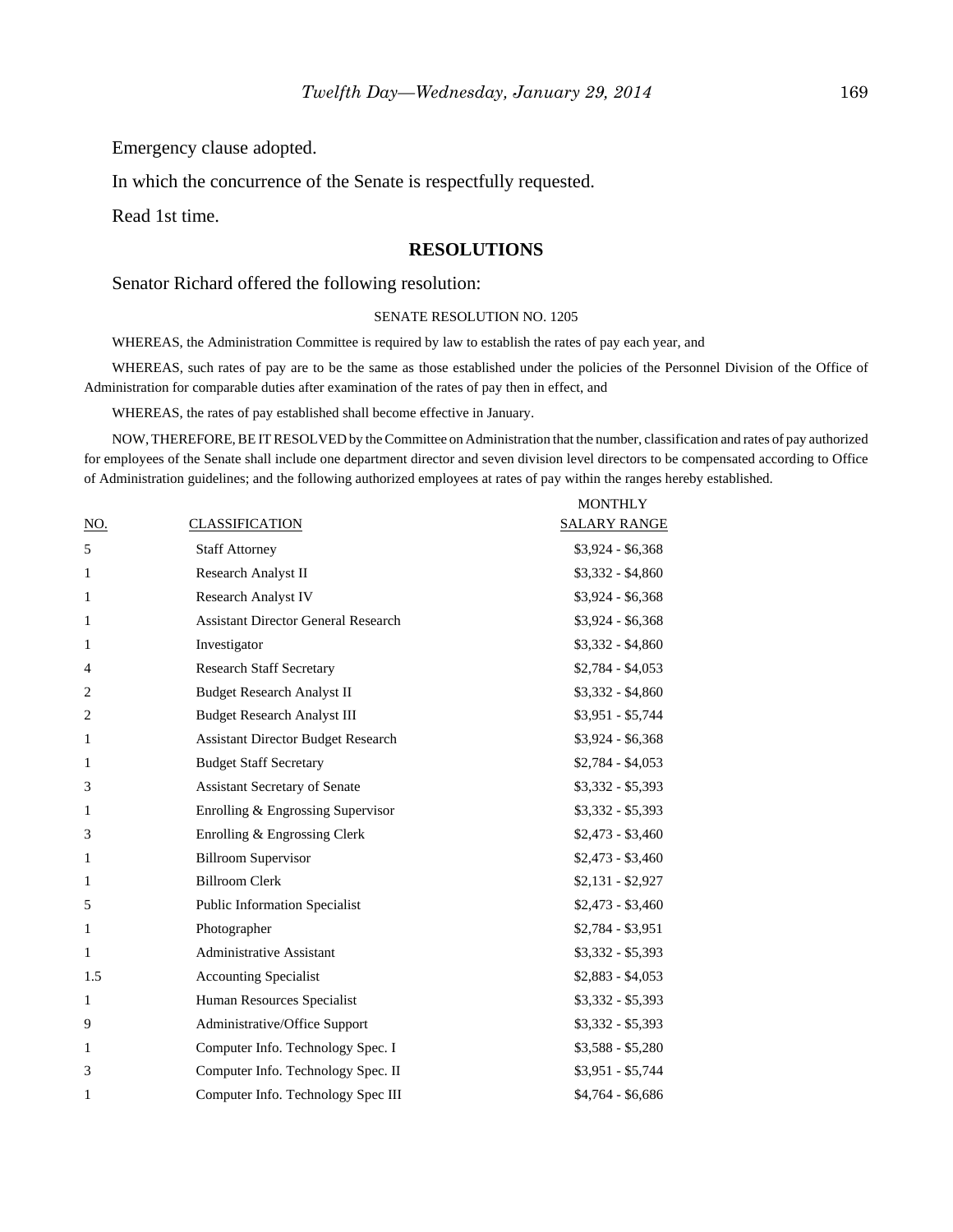Emergency clause adopted.

In which the concurrence of the Senate is respectfully requested.

Read 1st time.

## RESOLUTIONS

Senator Richard offered the following resolution:

SENATE RESOLUTION NO. 1205

WHEREAS, the Administration Committee is required by law to establish the rates of pay each year, and

WHEREAS, such rates of pay are to be the same as those established under the policies of the Personnel Division of the Office of Administration for comparable duties after examination of the rates of pay then in effect, and

WHEREAS, the rates of pay established shall become effective in January.

NOW, THEREFORE, BE IT RESOLVED by the Committee on Administration that the number, classification and rates of pay authorized for employees of the Senate shall include one department director and seven division level directors to be compensated according to Office of Administration guidelines; and the following authorized employees at rates of pay within the ranges hereby established.

| NO. | CLASSIFICATION | MONTHLY SALARY RANGE |
|---|---|---|
| 5 | Staff Attorney | $3,924 - $6,368 |
| 1 | Research Analyst II | $3,332 - $4,860 |
| 1 | Research Analyst IV | $3,924 - $6,368 |
| 1 | Assistant Director General Research | $3,924 - $6,368 |
| 1 | Investigator | $3,332 - $4,860 |
| 4 | Research Staff Secretary | $2,784 - $4,053 |
| 2 | Budget Research Analyst II | $3,332 - $4,860 |
| 2 | Budget Research Analyst III | $3,951 - $5,744 |
| 1 | Assistant Director Budget Research | $3,924 - $6,368 |
| 1 | Budget Staff Secretary | $2,784 - $4,053 |
| 3 | Assistant Secretary of Senate | $3,332 - $5,393 |
| 1 | Enrolling & Engrossing Supervisor | $3,332 - $5,393 |
| 3 | Enrolling & Engrossing Clerk | $2,473 - $3,460 |
| 1 | Billroom Supervisor | $2,473 - $3,460 |
| 1 | Billroom Clerk | $2,131 - $2,927 |
| 5 | Public Information Specialist | $2,473 - $3,460 |
| 1 | Photographer | $2,784 - $3,951 |
| 1 | Administrative Assistant | $3,332 - $5,393 |
| 1.5 | Accounting Specialist | $2,883 - $4,053 |
| 1 | Human Resources Specialist | $3,332 - $5,393 |
| 9 | Administrative/Office Support | $3,332 - $5,393 |
| 1 | Computer Info. Technology Spec. I | $3,588 - $5,280 |
| 3 | Computer Info. Technology Spec. II | $3,951 - $5,744 |
| 1 | Computer Info. Technology Spec III | $4,764 - $6,686 |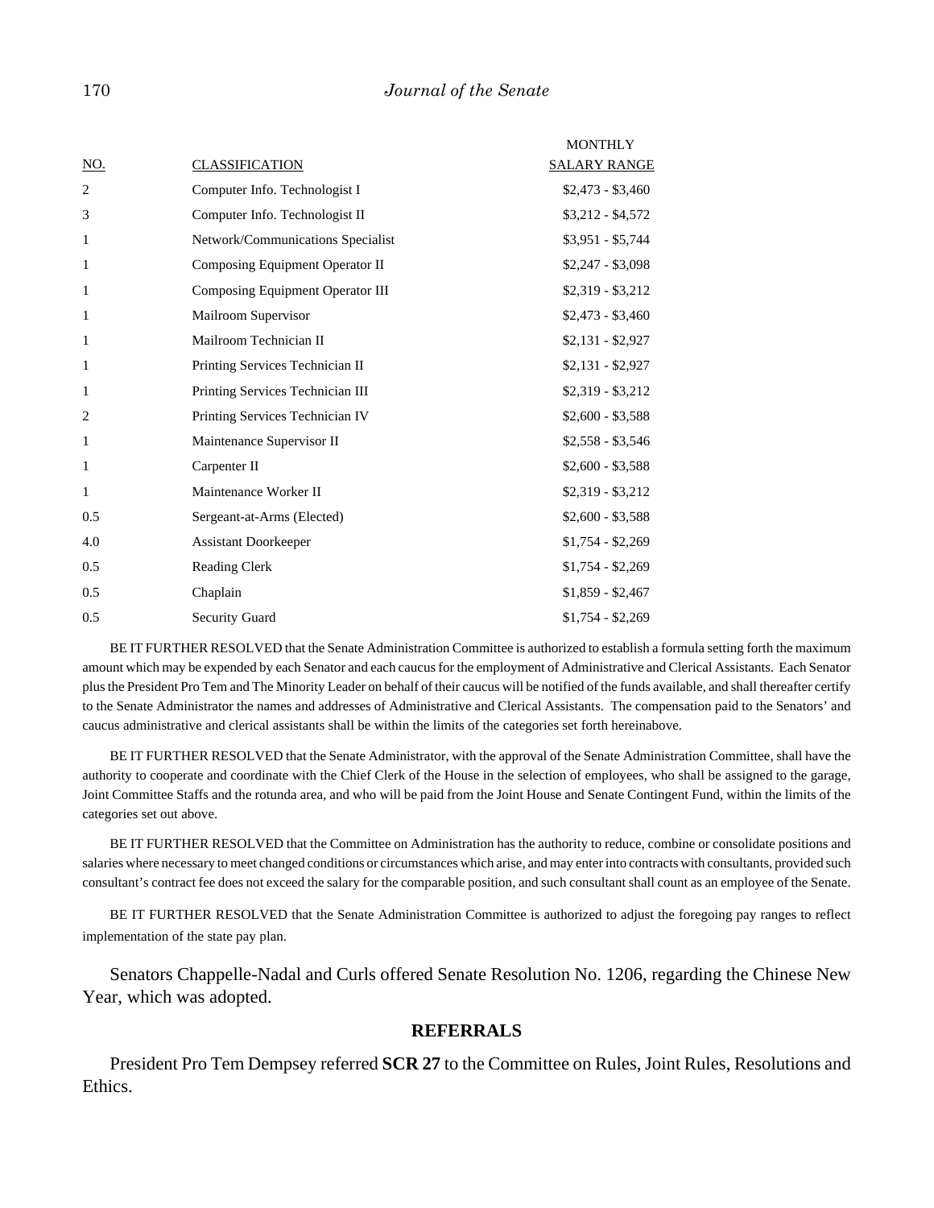| NO. | CLASSIFICATION | MONTHLY SALARY RANGE |
|---|---|---|
| 2 | Computer Info. Technologist I | $2,473 - $3,460 |
| 3 | Computer Info. Technologist II | $3,212 - $4,572 |
| 1 | Network/Communications Specialist | $3,951 - $5,744 |
| 1 | Composing Equipment Operator II | $2,247 - $3,098 |
| 1 | Composing Equipment Operator III | $2,319 - $3,212 |
| 1 | Mailroom Supervisor | $2,473 - $3,460 |
| 1 | Mailroom Technician II | $2,131 - $2,927 |
| 1 | Printing Services Technician II | $2,131 - $2,927 |
| 1 | Printing Services Technician III | $2,319 - $3,212 |
| 2 | Printing Services Technician IV | $2,600 - $3,588 |
| 1 | Maintenance Supervisor II | $2,558 - $3,546 |
| 1 | Carpenter II | $2,600 - $3,588 |
| 1 | Maintenance Worker II | $2,319 - $3,212 |
| 0.5 | Sergeant-at-Arms (Elected) | $2,600 - $3,588 |
| 4.0 | Assistant Doorkeeper | $1,754 - $2,269 |
| 0.5 | Reading Clerk | $1,754 - $2,269 |
| 0.5 | Chaplain | $1,859 - $2,467 |
| 0.5 | Security Guard | $1,754 - $2,269 |

BE IT FURTHER RESOLVED that the Senate Administration Committee is authorized to establish a formula setting forth the maximum amount which may be expended by each Senator and each caucus for the employment of Administrative and Clerical Assistants. Each Senator plus the President Pro Tem and The Minority Leader on behalf of their caucus will be notified of the funds available, and shall thereafter certify to the Senate Administrator the names and addresses of Administrative and Clerical Assistants. The compensation paid to the Senators' and caucus administrative and clerical assistants shall be within the limits of the categories set forth hereinabove.

BE IT FURTHER RESOLVED that the Senate Administrator, with the approval of the Senate Administration Committee, shall have the authority to cooperate and coordinate with the Chief Clerk of the House in the selection of employees, who shall be assigned to the garage, Joint Committee Staffs and the rotunda area, and who will be paid from the Joint House and Senate Contingent Fund, within the limits of the categories set out above.

BE IT FURTHER RESOLVED that the Committee on Administration has the authority to reduce, combine or consolidate positions and salaries where necessary to meet changed conditions or circumstances which arise, and may enter into contracts with consultants, provided such consultant's contract fee does not exceed the salary for the comparable position, and such consultant shall count as an employee of the Senate.

BE IT FURTHER RESOLVED that the Senate Administration Committee is authorized to adjust the foregoing pay ranges to reflect implementation of the state pay plan.

Senators Chappelle-Nadal and Curls offered Senate Resolution No. 1206, regarding the Chinese New Year, which was adopted.

## REFERRALS

President Pro Tem Dempsey referred **SCR 27** to the Committee on Rules, Joint Rules, Resolutions and Ethics.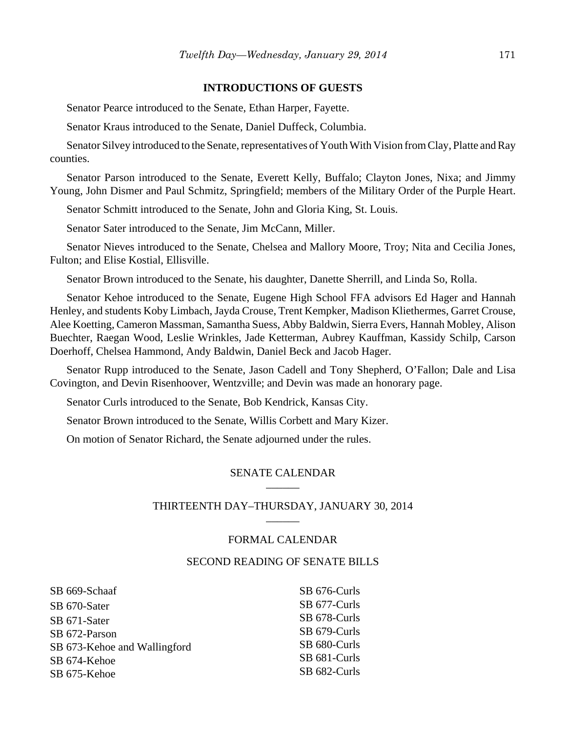## INTRODUCTIONS OF GUESTS

Senator Pearce introduced to the Senate, Ethan Harper, Fayette.

Senator Kraus introduced to the Senate, Daniel Duffeck, Columbia.

Senator Silvey introduced to the Senate, representatives of Youth With Vision from Clay, Platte and Ray counties.

Senator Parson introduced to the Senate, Everett Kelly, Buffalo; Clayton Jones, Nixa; and Jimmy Young, John Dismer and Paul Schmitz, Springfield; members of the Military Order of the Purple Heart.

Senator Schmitt introduced to the Senate, John and Gloria King, St. Louis.

Senator Sater introduced to the Senate, Jim McCann, Miller.

Senator Nieves introduced to the Senate, Chelsea and Mallory Moore, Troy; Nita and Cecilia Jones, Fulton; and Elise Kostial, Ellisville.

Senator Brown introduced to the Senate, his daughter, Danette Sherrill, and Linda So, Rolla.

Senator Kehoe introduced to the Senate, Eugene High School FFA advisors Ed Hager and Hannah Henley, and students Koby Limbach, Jayda Crouse, Trent Kempker, Madison Kliethermes, Garret Crouse, Alee Koetting, Cameron Massman, Samantha Suess, Abby Baldwin, Sierra Evers, Hannah Mobley, Alison Buechter, Raegan Wood, Leslie Wrinkles, Jade Ketterman, Aubrey Kauffman, Kassidy Schilp, Carson Doerhoff, Chelsea Hammond, Andy Baldwin, Daniel Beck and Jacob Hager.

Senator Rupp introduced to the Senate, Jason Cadell and Tony Shepherd, O'Fallon; Dale and Lisa Covington, and Devin Risenhoover, Wentzville; and Devin was made an honorary page.

Senator Curls introduced to the Senate, Bob Kendrick, Kansas City.

Senator Brown introduced to the Senate, Willis Corbett and Mary Kizer.

On motion of Senator Richard, the Senate adjourned under the rules.

## SENATE CALENDAR

## THIRTEENTH DAY–THURSDAY, JANUARY 30, 2014

### FORMAL CALENDAR

### SECOND READING OF SENATE BILLS

SB 669-Schaaf
SB 670-Sater
SB 671-Sater
SB 672-Parson
SB 673-Kehoe and Wallingford
SB 674-Kehoe
SB 675-Kehoe
SB 676-Curls
SB 677-Curls
SB 678-Curls
SB 679-Curls
SB 680-Curls
SB 681-Curls
SB 682-Curls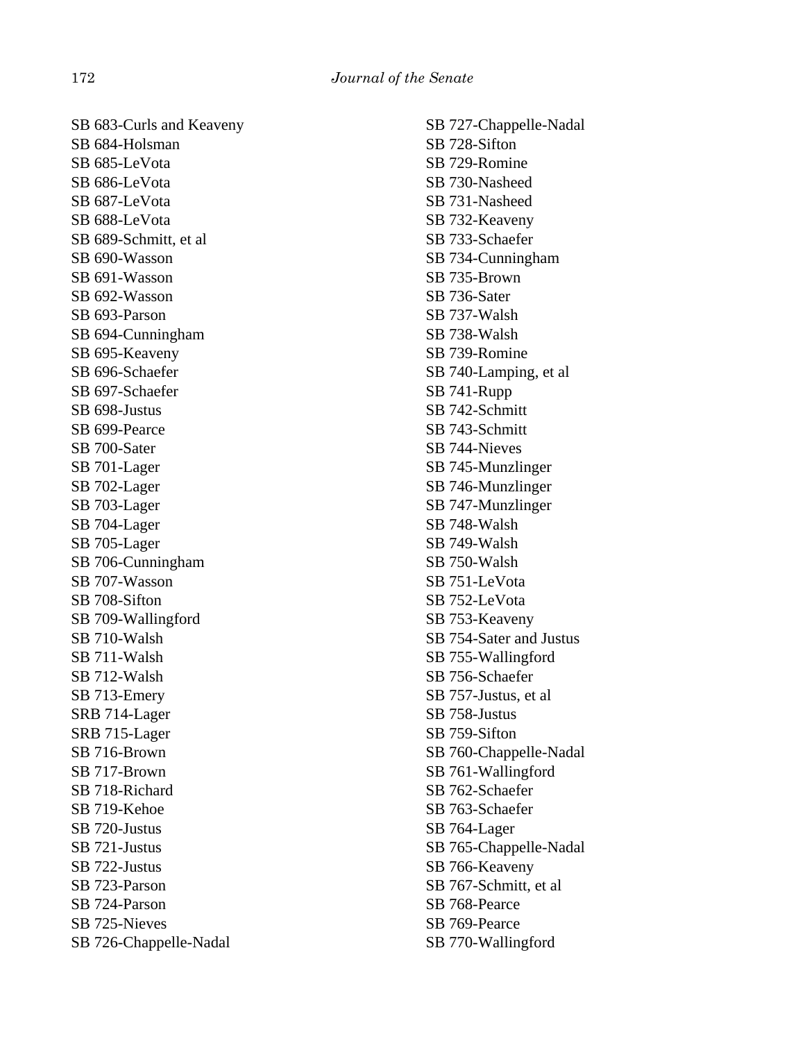SB 683-Curls and Keaveny
SB 684-Holsman
SB 685-LeVota
SB 686-LeVota
SB 687-LeVota
SB 688-LeVota
SB 689-Schmitt, et al
SB 690-Wasson
SB 691-Wasson
SB 692-Wasson
SB 693-Parson
SB 694-Cunningham
SB 695-Keaveny
SB 696-Schaefer
SB 697-Schaefer
SB 698-Justus
SB 699-Pearce
SB 700-Sater
SB 701-Lager
SB 702-Lager
SB 703-Lager
SB 704-Lager
SB 705-Lager
SB 706-Cunningham
SB 707-Wasson
SB 708-Sifton
SB 709-Wallingford
SB 710-Walsh
SB 711-Walsh
SB 712-Walsh
SB 713-Emery
SRB 714-Lager
SRB 715-Lager
SB 716-Brown
SB 717-Brown
SB 718-Richard
SB 719-Kehoe
SB 720-Justus
SB 721-Justus
SB 722-Justus
SB 723-Parson
SB 724-Parson
SB 725-Nieves
SB 726-Chappelle-Nadal
SB 727-Chappelle-Nadal
SB 728-Sifton
SB 729-Romine
SB 730-Nasheed
SB 731-Nasheed
SB 732-Keaveny
SB 733-Schaefer
SB 734-Cunningham
SB 735-Brown
SB 736-Sater
SB 737-Walsh
SB 738-Walsh
SB 739-Romine
SB 740-Lamping, et al
SB 741-Rupp
SB 742-Schmitt
SB 743-Schmitt
SB 744-Nieves
SB 745-Munzlinger
SB 746-Munzlinger
SB 747-Munzlinger
SB 748-Walsh
SB 749-Walsh
SB 750-Walsh
SB 751-LeVota
SB 752-LeVota
SB 753-Keaveny
SB 754-Sater and Justus
SB 755-Wallingford
SB 756-Schaefer
SB 757-Justus, et al
SB 758-Justus
SB 759-Sifton
SB 760-Chappelle-Nadal
SB 761-Wallingford
SB 762-Schaefer
SB 763-Schaefer
SB 764-Lager
SB 765-Chappelle-Nadal
SB 766-Keaveny
SB 767-Schmitt, et al
SB 768-Pearce
SB 769-Pearce
SB 770-Wallingford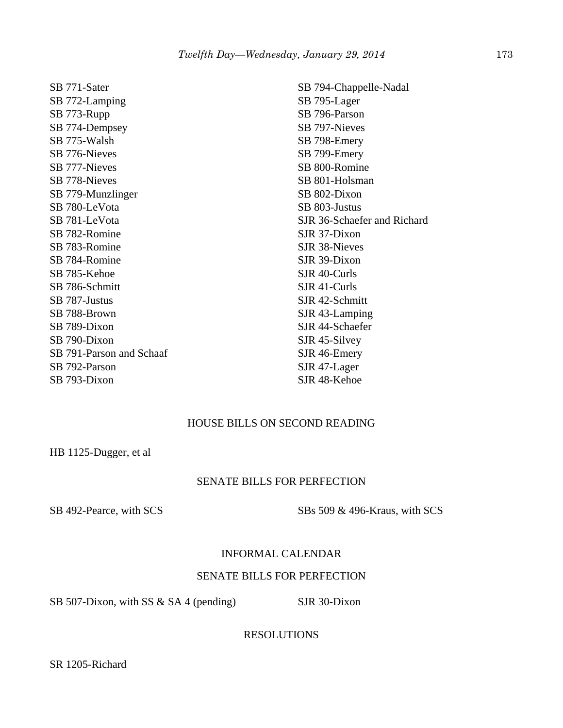SB 771-Sater
SB 772-Lamping
SB 773-Rupp
SB 774-Dempsey
SB 775-Walsh
SB 776-Nieves
SB 777-Nieves
SB 778-Nieves
SB 779-Munzlinger
SB 780-LeVota
SB 781-LeVota
SB 782-Romine
SB 783-Romine
SB 784-Romine
SB 785-Kehoe
SB 786-Schmitt
SB 787-Justus
SB 788-Brown
SB 789-Dixon
SB 790-Dixon
SB 791-Parson and Schaaf
SB 792-Parson
SB 793-Dixon
SB 794-Chappelle-Nadal
SB 795-Lager
SB 796-Parson
SB 797-Nieves
SB 798-Emery
SB 799-Emery
SB 800-Romine
SB 801-Holsman
SB 802-Dixon
SB 803-Justus
SJR 36-Schaefer and Richard
SJR 37-Dixon
SJR 38-Nieves
SJR 39-Dixon
SJR 40-Curls
SJR 41-Curls
SJR 42-Schmitt
SJR 43-Lamping
SJR 44-Schaefer
SJR 45-Silvey
SJR 46-Emery
SJR 47-Lager
SJR 48-Kehoe

HOUSE BILLS ON SECOND READING

HB 1125-Dugger, et al

SENATE BILLS FOR PERFECTION

SB 492-Pearce, with SCS
SBs 509 & 496-Kraus, with SCS

INFORMAL CALENDAR

SENATE BILLS FOR PERFECTION

SB 507-Dixon, with SS & SA 4 (pending)
SJR 30-Dixon

RESOLUTIONS

SR 1205-Richard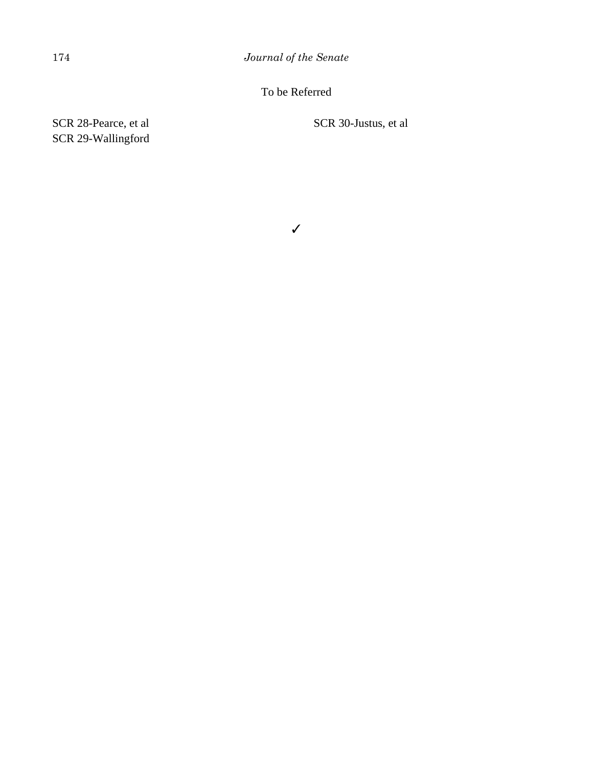To be Referred

SCR 28-Pearce, et al

SCR 29-Wallingford

SCR 30-Justus, et al

✓